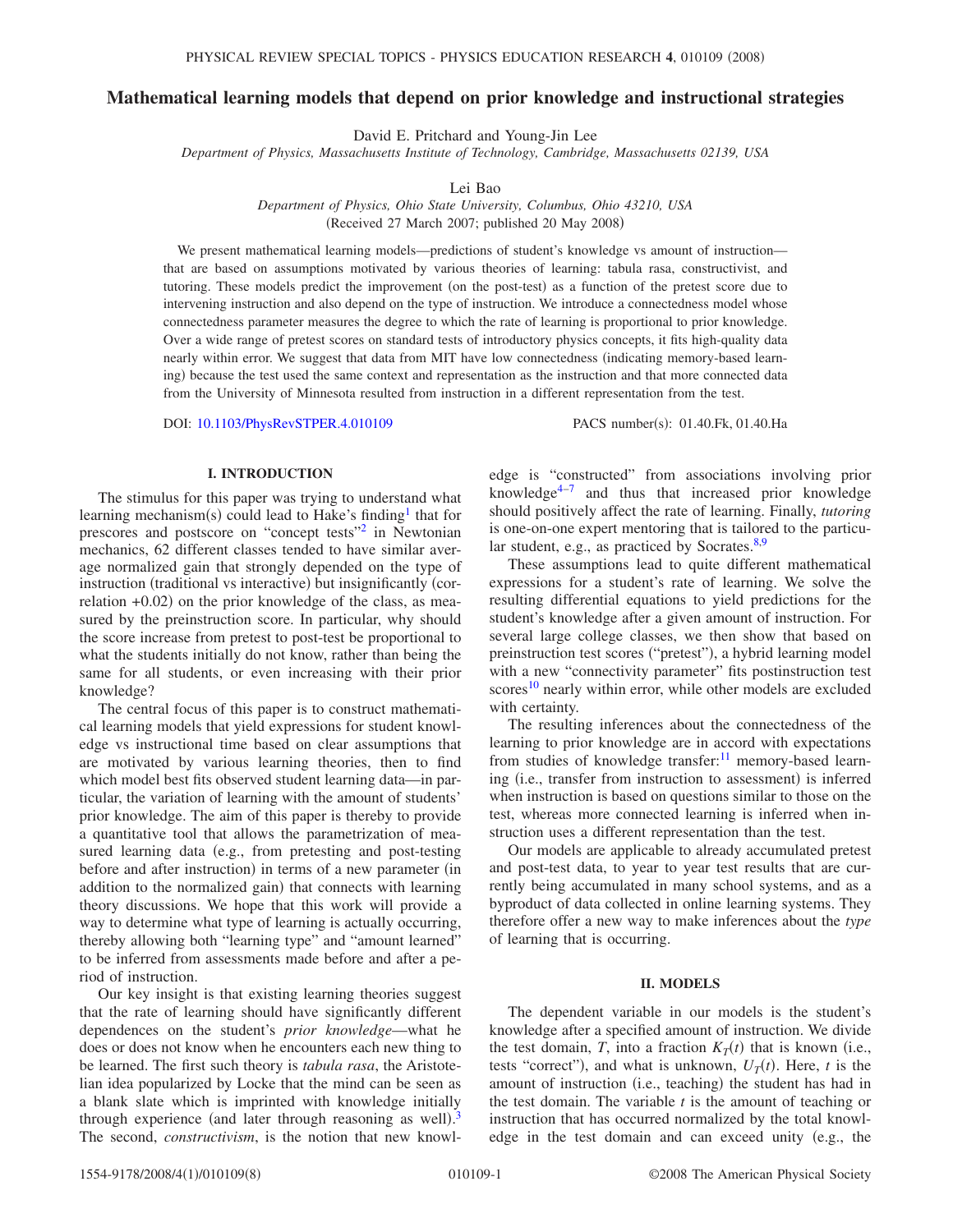# Mathematical learning models that depend on prior knowledge and instructional strategies

David E. Pritchard and Young-Jin Lee

*Department of Physics, Massachusetts Institute of Technology, Cambridge, Massachusetts 02139, USA*

Lei Bao

*Department of Physics, Ohio State University, Columbus, Ohio 43210, USA*

(Received 27 March 2007; published 20 May 2008)

We present mathematical learning models—predictions of student's knowledge vs amount of instruction—that are based on assumptions motivated by various theories of learning: tabula rasa, constructivist, and tutoring. These models predict the improvement (on the post-test) as a function of the pretest score due to intervening instruction and also depend on the type of instruction. We introduce a connectedness model whose connectedness parameter measures the degree to which the rate of learning is proportional to prior knowledge. Over a wide range of pretest scores on standard tests of introductory physics concepts, it fits high-quality data nearly within error. We suggest that data from MIT have low connectedness (indicating memory-based learning) because the test used the same context and representation as the instruction and that more connected data from the University of Minnesota resulted from instruction in a different representation from the test.

DOI: 10.1103/PhysRevSTPER.4.010109 PACS number(s): 01.40.Fk, 01.40.Ha

## I. INTRODUCTION

The stimulus for this paper was trying to understand what learning mechanism(s) could lead to Hake's finding[1] that for prescores and postscore on "concept tests"[2] in Newtonian mechanics, 62 different classes tended to have similar average normalized gain that strongly depended on the type of instruction (traditional vs interactive) but insignificantly (correlation +0.02) on the prior knowledge of the class, as measured by the preinstruction score. In particular, why should the score increase from pretest to post-test be proportional to what the students initially do not know, rather than being the same for all students, or even increasing with their prior knowledge?

The central focus of this paper is to construct mathematical learning models that yield expressions for student knowledge vs instructional time based on clear assumptions that are motivated by various learning theories, then to find which model best fits observed student learning data—in particular, the variation of learning with the amount of students' prior knowledge. The aim of this paper is thereby to provide a quantitative tool that allows the parametrization of measured learning data (e.g., from pretesting and post-testing before and after instruction) in terms of a new parameter (in addition to the normalized gain) that connects with learning theory discussions. We hope that this work will provide a way to determine what type of learning is actually occurring, thereby allowing both "learning type" and "amount learned" to be inferred from assessments made before and after a period of instruction.

Our key insight is that existing learning theories suggest that the rate of learning should have significantly different dependences on the student's *prior knowledge*—what he does or does not know when he encounters each new thing to be learned. The first such theory is *tabula rasa*, the Aristotelian idea popularized by Locke that the mind can be seen as a blank slate which is imprinted with knowledge initially through experience (and later through reasoning as well).[3] The second, *constructivism*, is the notion that new knowledge is "constructed" from associations involving prior knowledge[4–7] and thus that increased prior knowledge should positively affect the rate of learning. Finally, *tutoring* is one-on-one expert mentoring that is tailored to the particular student, e.g., as practiced by Socrates.[8,9]

These assumptions lead to quite different mathematical expressions for a student's rate of learning. We solve the resulting differential equations to yield predictions for the student's knowledge after a given amount of instruction. For several large college classes, we then show that based on preinstruction test scores ("pretest"), a hybrid learning model with a new "connectivity parameter" fits postinstruction test scores[10] nearly within error, while other models are excluded with certainty.

The resulting inferences about the connectedness of the learning to prior knowledge are in accord with expectations from studies of knowledge transfer:[11] memory-based learning (i.e., transfer from instruction to assessment) is inferred when instruction is based on questions similar to those on the test, whereas more connected learning is inferred when instruction uses a different representation than the test.

Our models are applicable to already accumulated pretest and post-test data, to year to year test results that are currently being accumulated in many school systems, and as a byproduct of data collected in online learning systems. They therefore offer a new way to make inferences about the *type* of learning that is occurring.

## II. MODELS

The dependent variable in our models is the student's knowledge after a specified amount of instruction. We divide the test domain, $T$, into a fraction $K_T(t)$ that is known (i.e., tests "correct"), and what is unknown, $U_T(t)$. Here, $t$ is the amount of instruction (i.e., teaching) the student has had in the test domain. The variable $t$ is the amount of teaching or instruction that has occurred normalized by the total knowledge in the test domain and can exceed unity (e.g., the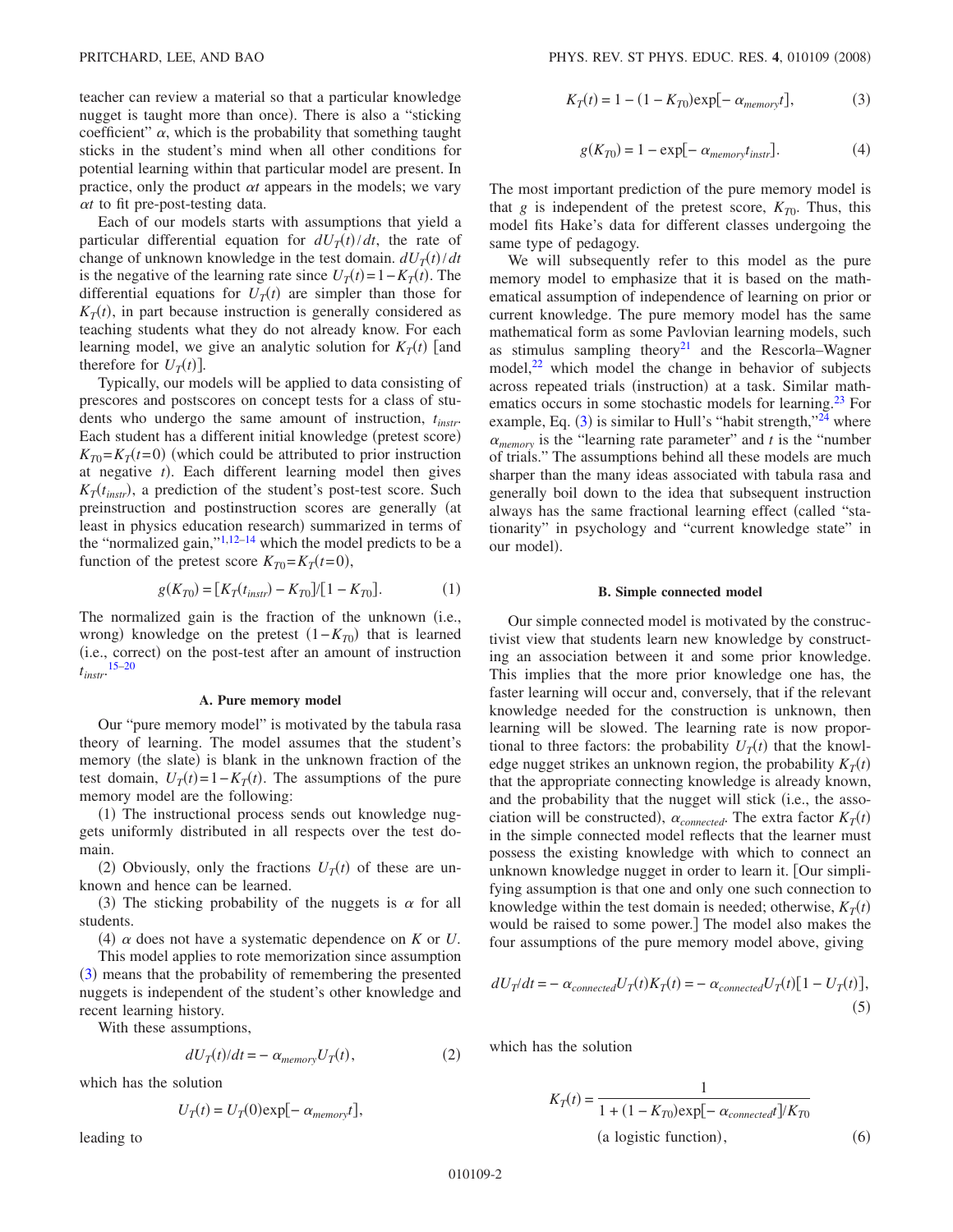teacher can review a material so that a particular knowledge nugget is taught more than once). There is also a "sticking coefficient" $\alpha$, which is the probability that something taught sticks in the student's mind when all other conditions for potential learning within that particular model are present. In practice, only the product $\alpha t$ appears in the models; we vary $\alpha t$ to fit pre-post-testing data.

Each of our models starts with assumptions that yield a particular differential equation for $dU_T(t)/dt$, the rate of change of unknown knowledge in the test domain. $dU_T(t)/dt$ is the negative of the learning rate since $U_T(t)=1-K_T(t)$. The differential equations for $U_T(t)$ are simpler than those for $K_T(t)$, in part because instruction is generally considered as teaching students what they do not already know. For each learning model, we give an analytic solution for $K_T(t)$ [and therefore for $U_T(t)$].

Typically, our models will be applied to data consisting of prescores and postscores on concept tests for a class of students who undergo the same amount of instruction, $t_{instr}$. Each student has a different initial knowledge (pretest score) $K_{T0}=K_T(t=0)$ (which could be attributed to prior instruction at negative $t$). Each different learning model then gives $K_T(t_{instr})$, a prediction of the student's post-test score. Such preinstruction and postinstruction scores are generally (at least in physics education research) summarized in terms of the "normalized gain,"[1,12–14] which the model predicts to be a function of the pretest score $K_{T0}=K_T(t=0)$,

$$g(K_{T0}) = [K_T(t_{instr}) - K_{T0}]/[1 - K_{T0}]. \tag{1}$$

The normalized gain is the fraction of the unknown (i.e., wrong) knowledge on the pretest $(1-K_{T0})$ that is learned (i.e., correct) on the post-test after an amount of instruction $t_{instr}$.[15–20]

### A. Pure memory model

Our "pure memory model" is motivated by the tabula rasa theory of learning. The model assumes that the student's memory (the slate) is blank in the unknown fraction of the test domain, $U_T(t)=1-K_T(t)$. The assumptions of the pure memory model are the following:

(1) The instructional process sends out knowledge nuggets uniformly distributed in all respects over the test domain.

(2) Obviously, only the fractions $U_T(t)$ of these are unknown and hence can be learned.

(3) The sticking probability of the nuggets is $\alpha$ for all students.

(4) $\alpha$ does not have a systematic dependence on $K$ or $U$.

This model applies to rote memorization since assumption (3) means that the probability of remembering the presented nuggets is independent of the student's other knowledge and recent learning history.

With these assumptions,

$$dU_T(t)/dt = -\alpha_{memory} U_T(t), \tag{2}$$

which has the solution

$$U_T(t) = U_T(0)\exp[-\alpha_{memory} t],$$

leading to

$$K_T(t) = 1 - (1 - K_{T0})\exp[-\alpha_{memory} t], \tag{3}$$

$$g(K_{T0}) = 1 - \exp[-\alpha_{memory} t_{instr}]. \tag{4}$$

The most important prediction of the pure memory model is that $g$ is independent of the pretest score, $K_{T0}$. Thus, this model fits Hake's data for different classes undergoing the same type of pedagogy.

We will subsequently refer to this model as the pure memory model to emphasize that it is based on the mathematical assumption of independence of learning on prior or current knowledge. The pure memory model has the same mathematical form as some Pavlovian learning models, such as stimulus sampling theory[21] and the Rescorla–Wagner model,[22] which model the change in behavior of subjects across repeated trials (instruction) at a task. Similar mathematics occurs in some stochastic models for learning.[23] For example, Eq. (3) is similar to Hull's "habit strength,"[24] where $\alpha_{memory}$ is the "learning rate parameter" and $t$ is the "number of trials." The assumptions behind all these models are much sharper than the many ideas associated with tabula rasa and generally boil down to the idea that subsequent instruction always has the same fractional learning effect (called "stationarity" in psychology and "current knowledge state" in our model).

### B. Simple connected model

Our simple connected model is motivated by the constructivist view that students learn new knowledge by constructing an association between it and some prior knowledge. This implies that the more prior knowledge one has, the faster learning will occur and, conversely, that if the relevant knowledge needed for the construction is unknown, then learning will be slowed. The learning rate is now proportional to three factors: the probability $U_T(t)$ that the knowledge nugget strikes an unknown region, the probability $K_T(t)$ that the appropriate connecting knowledge is already known, and the probability that the nugget will stick (i.e., the association will be constructed), $\alpha_{connected}$. The extra factor $K_T(t)$ in the simple connected model reflects that the learner must possess the existing knowledge with which to connect an unknown knowledge nugget in order to learn it. [Our simplifying assumption is that one and only one such connection to knowledge within the test domain is needed; otherwise, $K_T(t)$ would be raised to some power.] The model also makes the four assumptions of the pure memory model above, giving

$$dU_T/dt = -\alpha_{connected} U_T(t) K_T(t) = -\alpha_{connected} U_T(t)[1 - U_T(t)], \tag{5}$$

which has the solution

$$K_T(t) = \frac{1}{1 + (1 - K_{T0})\exp[-\alpha_{connected} t]/K_{T0}} \quad \text{(a logistic function)}, \tag{6}$$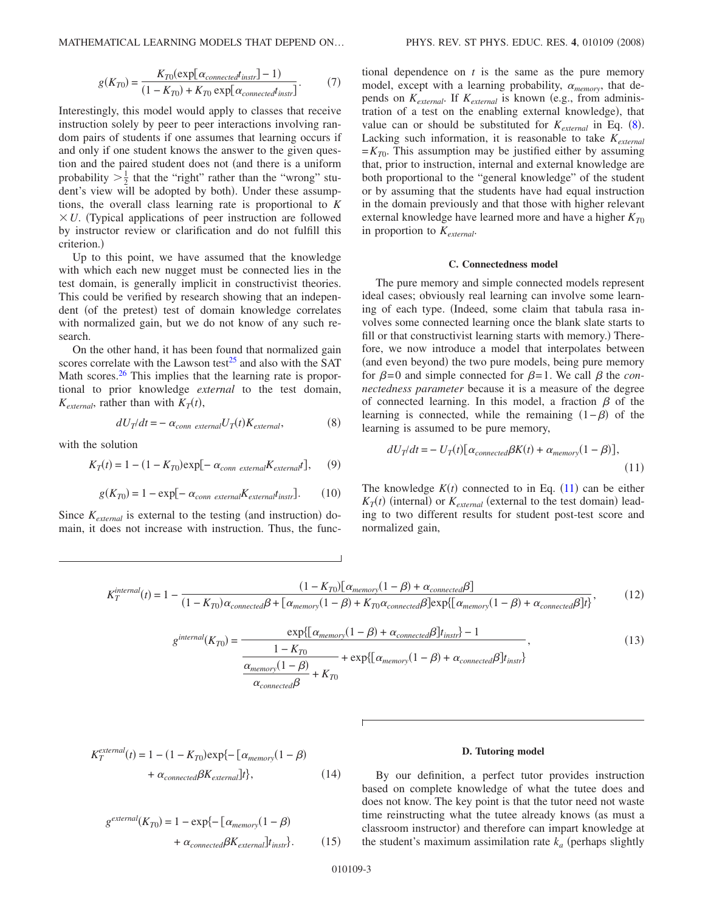$$g(K_{T0}) = \frac{K_{T0}(\exp[\alpha_{connected} t_{instr}] - 1)}{(1 - K_{T0}) + K_{T0}\exp[\alpha_{connected} t_{instr}]}. \tag{7}$$

Interestingly, this model would apply to classes that receive instruction solely by peer to peer interactions involving random pairs of students if one assumes that learning occurs if and only if one student knows the answer to the given question and the paired student does not (and there is a uniform probability $> \frac{1}{2}$ that the "right" rather than the "wrong" student's view will be adopted by both). Under these assumptions, the overall class learning rate is proportional to $K \times U$. (Typical applications of peer instruction are followed by instructor review or clarification and do not fulfill this criterion.)

Up to this point, we have assumed that the knowledge with which each new nugget must be connected lies in the test domain, is generally implicit in constructivist theories. This could be verified by research showing that an independent (of the pretest) test of domain knowledge correlates with normalized gain, but we do not know of any such research.

On the other hand, it has been found that normalized gain scores correlate with the Lawson test[25] and also with the SAT Math scores.[26] This implies that the learning rate is proportional to prior knowledge *external* to the test domain, $K_{external}$, rather than with $K_T(t)$,

$$dU_T/dt = -\alpha_{conn\ external} U_T(t) K_{external}, \tag{8}$$

with the solution

$$K_T(t) = 1 - (1 - K_{T0})\exp[-\alpha_{conn\ external} K_{external} t], \tag{9}$$

$$g(K_{T0}) = 1 - \exp[-\alpha_{conn\ external} K_{external} t_{instr}]. \tag{10}$$

Since $K_{external}$ is external to the testing (and instruction) domain, it does not increase with instruction. Thus, the functional dependence on $t$ is the same as the pure memory model, except with a learning probability, $\alpha_{memory}$, that depends on $K_{external}$. If $K_{external}$ is known (e.g., from administration of a test on the enabling external knowledge), that value can or should be substituted for $K_{external}$ in Eq. (8). Lacking such information, it is reasonable to take $K_{external} = K_{T0}$. This assumption may be justified either by assuming that, prior to instruction, internal and external knowledge are both proportional to the "general knowledge" of the student or by assuming that the students have had equal instruction in the domain previously and that those with higher relevant external knowledge have learned more and have a higher $K_{T0}$ in proportion to $K_{external}$.

### C. Connectedness model

The pure memory and simple connected models represent ideal cases; obviously real learning can involve some learning of each type. (Indeed, some claim that tabula rasa involves some connected learning once the blank slate starts to fill or that constructivist learning starts with memory.) Therefore, we now introduce a model that interpolates between (and even beyond) the two pure models, being pure memory for $\beta = 0$ and simple connected for $\beta = 1$. We call $\beta$ the *connectedness parameter* because it is a measure of the degree of connected learning. In this model, a fraction $\beta$ of the learning is connected, while the remaining $(1 - \beta)$ of the learning is assumed to be pure memory,

$$dU_T/dt = -U_T(t)[\alpha_{connected}\beta K(t) + \alpha_{memory}(1 - \beta)], \tag{11}$$

The knowledge $K(t)$ connected to in Eq. (11) can be either $K_T(t)$ (internal) or $K_{external}$ (external to the test domain) leading to two different results for student post-test score and normalized gain,

$$K_T^{internal}(t) = 1 - \frac{(1 - K_{T0})[\alpha_{memory}(1 - \beta) + \alpha_{connected}\beta]}{(1 - K_{T0})\alpha_{connected}\beta + [\alpha_{memory}(1 - \beta) + K_{T0}\alpha_{connected}\beta]\exp\{[\alpha_{memory}(1 - \beta) + \alpha_{connected}\beta]t\}}, \tag{12}$$

$$g^{internal}(K_{T0}) = \frac{\exp\{[\alpha_{memory}(1 - \beta) + \alpha_{connected}\beta]t_{instr}\} - 1}{\dfrac{1 - K_{T0}}{\dfrac{\alpha_{memory}(1 - \beta)}{\alpha_{connected}\beta} + K_{T0}} + \exp\{[\alpha_{memory}(1 - \beta) + \alpha_{connected}\beta]t_{instr}\}}, \tag{13}$$

$$K_T^{external}(t) = 1 - (1 - K_{T0})\exp\{-[\alpha_{memory}(1 - \beta) + \alpha_{connected}\beta K_{external}]t\}, \tag{14}$$

$$g^{external}(K_{T0}) = 1 - \exp\{-[\alpha_{memory}(1 - \beta) + \alpha_{connected}\beta K_{external}]t_{instr}\}. \tag{15}$$

### D. Tutoring model

By our definition, a perfect tutor provides instruction based on complete knowledge of what the tutee does and does not know. The key point is that the tutor need not waste time reinstructing what the tutee already knows (as must a classroom instructor) and therefore can impart knowledge at the student's maximum assimilation rate $k_a$ (perhaps slightly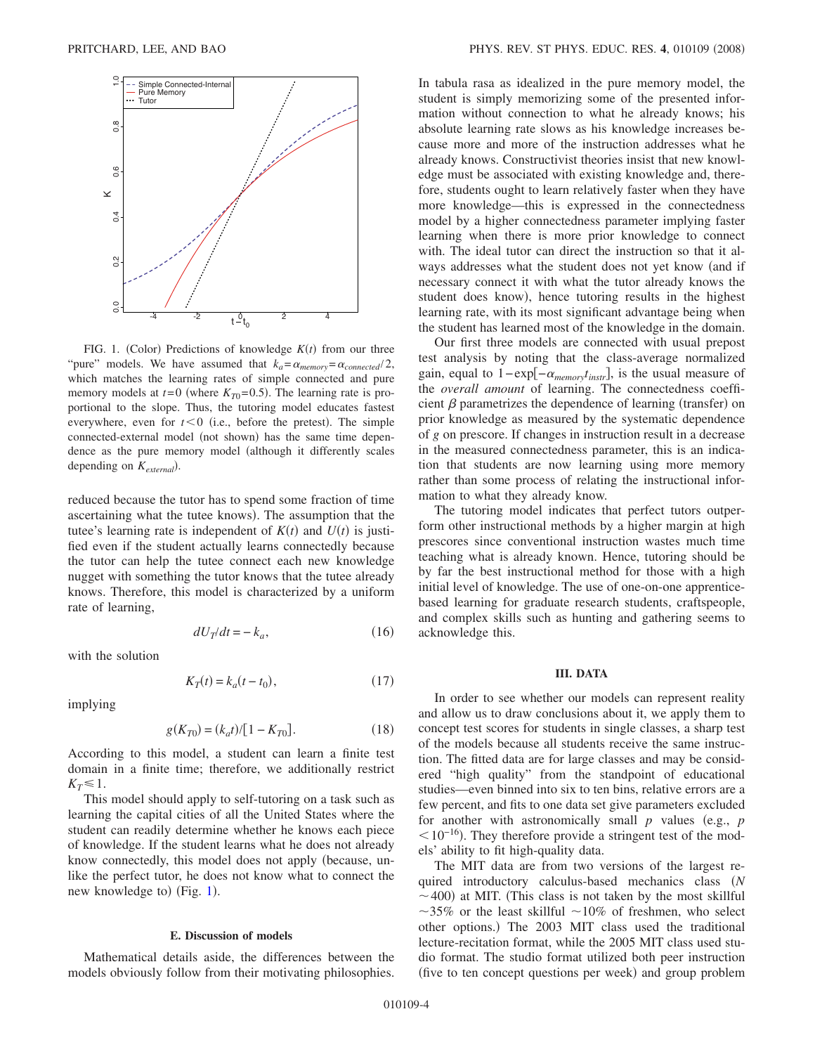FIG. 1. (Color) Predictions of knowledge $K(t)$ from our three "pure" models. We have assumed that $k_a = \alpha_{memory} = \alpha_{connected}/2$, which matches the learning rates of simple connected and pure memory models at $t=0$ (where $K_{T0}=0.5$). The learning rate is proportional to the slope. Thus, the tutoring model educates fastest everywhere, even for $t<0$ (i.e., before the pretest). The simple connected-external model (not shown) has the same time dependence as the pure memory model (although it differently scales depending on $K_{external}$).

reduced because the tutor has to spend some fraction of time ascertaining what the tutee knows). The assumption that the tutee's learning rate is independent of $K(t)$ and $U(t)$ is justified even if the student actually learns connectedly because the tutor can help the tutee connect each new knowledge nugget with something the tutor knows that the tutee already knows. Therefore, this model is characterized by a uniform rate of learning,

$$dU_T/dt = -k_a, \tag{16}$$

with the solution

$$K_T(t) = k_a(t - t_0), \tag{17}$$

implying

$$g(K_{T0}) = (k_a t)/[1 - K_{T0}]. \tag{18}$$

According to this model, a student can learn a finite test domain in a finite time; therefore, we additionally restrict $K_T \leq 1$.

This model should apply to self-tutoring on a task such as learning the capital cities of all the United States where the student can readily determine whether he knows each piece of knowledge. If the student learns what he does not already know connectedly, this model does not apply (because, unlike the perfect tutor, he does not know what to connect the new knowledge to) (Fig. 1).

### E. Discussion of models

Mathematical details aside, the differences between the models obviously follow from their motivating philosophies. In tabula rasa as idealized in the pure memory model, the student is simply memorizing some of the presented information without connection to what he already knows; his absolute learning rate slows as his knowledge increases because more and more of the instruction addresses what he already knows. Constructivist theories insist that new knowledge must be associated with existing knowledge and, therefore, students ought to learn relatively faster when they have more knowledge—this is expressed in the connectedness model by a higher connectedness parameter implying faster learning when there is more prior knowledge to connect with. The ideal tutor can direct the instruction so that it always addresses what the student does not yet know (and if necessary connect it with what the tutor already knows the student does know), hence tutoring results in the highest learning rate, with its most significant advantage being when the student has learned most of the knowledge in the domain.

Our first three models are connected with usual prepost test analysis by noting that the class-average normalized gain, equal to $1-\exp[-\alpha_{memory} t_{instr}]$, is the usual measure of the *overall amount* of learning. The connectedness coefficient $\beta$ parametrizes the dependence of learning (transfer) on prior knowledge as measured by the systematic dependence of $g$ on prescore. If changes in instruction result in a decrease in the measured connectedness parameter, this is an indication that students are now learning using more memory rather than some process of relating the instructional information to what they already know.

The tutoring model indicates that perfect tutors outperform other instructional methods by a higher margin at high prescores since conventional instruction wastes much time teaching what is already known. Hence, tutoring should be by far the best instructional method for those with a high initial level of knowledge. The use of one-on-one apprentice-based learning for graduate research students, craftspeople, and complex skills such as hunting and gathering seems to acknowledge this.

## III. DATA

In order to see whether our models can represent reality and allow us to draw conclusions about it, we apply them to concept test scores for students in single classes, a sharp test of the models because all students receive the same instruction. The fitted data are for large classes and may be considered "high quality" from the standpoint of educational studies—even binned into six to ten bins, relative errors are a few percent, and fits to one data set give parameters excluded for another with astronomically small $p$ values (e.g., $p < 10^{-16}$). They therefore provide a stringent test of the models' ability to fit high-quality data.

The MIT data are from two versions of the largest required introductory calculus-based mechanics class ($N \sim 400$) at MIT. (This class is not taken by the most skillful $\sim 35\%$ or the least skillful $\sim 10\%$ of freshmen, who select other options.) The 2003 MIT class used the traditional lecture-recitation format, while the 2005 MIT class used studio format. The studio format utilized both peer instruction (five to ten concept questions per week) and group problem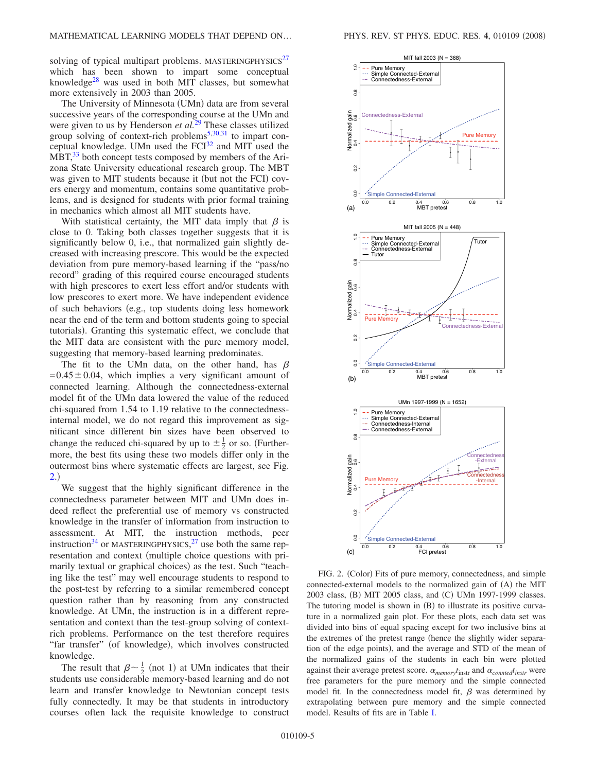solving of typical multipart problems. MASTERINGPHYSICS[27] which has been shown to impart some conceptual knowledge[28] was used in both MIT classes, but somewhat more extensively in 2003 than 2005.

The University of Minnesota (UMn) data are from several successive years of the corresponding course at the UMn and were given to us by Henderson *et al.*[29] These classes utilized group solving of context-rich problems[5,30,31] to impart conceptual knowledge. UMn used the FCI[32] and MIT used the MBT,[33] both concept tests composed by members of the Arizona State University educational research group. The MBT was given to MIT students because it (but not the FCI) covers energy and momentum, contains some quantitative problems, and is designed for students with prior formal training in mechanics which almost all MIT students have.

With statistical certainty, the MIT data imply that $\beta$ is close to 0. Taking both classes together suggests that it is significantly below 0, i.e., that normalized gain slightly decreased with increasing prescore. This would be the expected deviation from pure memory-based learning if the "pass/no record" grading of this required course encouraged students with high prescores to exert less effort and/or students with low prescores to exert more. We have independent evidence of such behaviors (e.g., top students doing less homework near the end of the term and bottom students going to special tutorials). Granting this systematic effect, we conclude that the MIT data are consistent with the pure memory model, suggesting that memory-based learning predominates.

The fit to the UMn data, on the other hand, has $\beta = 0.45 \pm 0.04$, which implies a very significant amount of connected learning. Although the connectedness-external model fit of the UMn data lowered the value of the reduced chi-squared from 1.54 to 1.19 relative to the connectedness-internal model, we do not regard this improvement as significant since different bin sizes have been observed to change the reduced chi-squared by up to $\pm\frac{1}{2}$ or so. (Furthermore, the best fits using these two models differ only in the outermost bins where systematic effects are largest, see Fig. 2.)

We suggest that the highly significant difference in the connectedness parameter between MIT and UMn does indeed reflect the preferential use of memory vs constructed knowledge in the transfer of information from instruction to assessment. At MIT, the instruction methods, peer instruction[34] or MASTERINGPHYSICS,[27] use both the same representation and context (multiple choice questions with primarily textual or graphical choices) as the test. Such "teaching like the test" may well encourage students to respond to the post-test by referring to a similar remembered concept question rather than by reasoning from any constructed knowledge. At UMn, the instruction is in a different representation and context than the test-group solving of context-rich problems. Performance on the test therefore requires "far transfer" (of knowledge), which involves constructed knowledge.

The result that $\beta \sim \frac{1}{2}$ (not 1) at UMn indicates that their students use considerable memory-based learning and do not learn and transfer knowledge to Newtonian concept tests fully connectedly. It may be that students in introductory courses often lack the requisite knowledge to construct

FIG. 2. (Color) Fits of pure memory, connectedness, and simple connected-external models to the normalized gain of (A) the MIT 2003 class, (B) MIT 2005 class, and (C) UMn 1997-1999 classes. The tutoring model is shown in (B) to illustrate its positive curvature in a normalized gain plot. For these plots, each data set was divided into bins of equal spacing except for two inclusive bins at the extremes of the pretest range (hence the slightly wider separation of the edge points), and the average and STD of the mean of the normalized gains of the students in each bin were plotted against their average pretest score. $\alpha_{memory}t_{\mathrm{instr}}$ and $\alpha_{connted}t_{instr}$ were free parameters for the pure memory and the simple connected model fit. In the connectedness model fit, $\beta$ was determined by extrapolating between pure memory and the simple connected model. Results of fits are in Table I.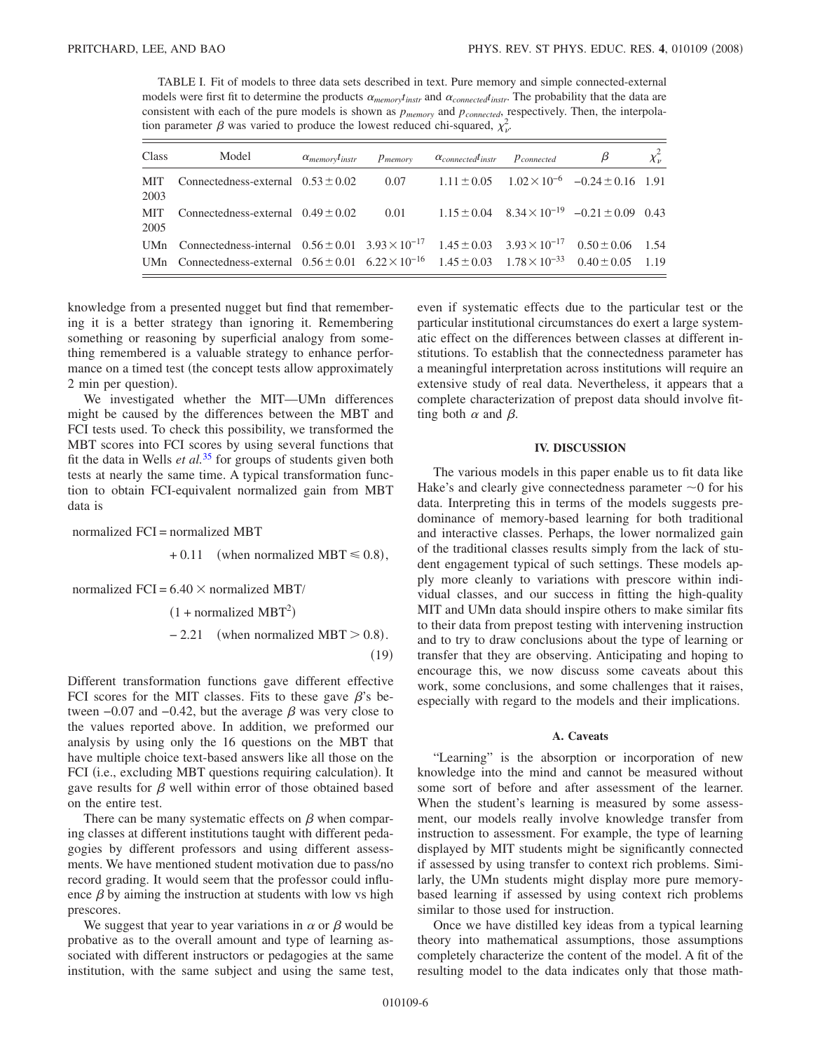TABLE I. Fit of models to three data sets described in text. Pure memory and simple connected-external models were first fit to determine the products $\alpha_{memory}t_{instr}$ and $\alpha_{connected}t_{instr}$. The probability that the data are consistent with each of the pure models is shown as $p_{memory}$ and $p_{connected}$, respectively. Then, the interpolation parameter $\beta$ was varied to produce the lowest reduced chi-squared, $\chi^2_{\nu}$.

| Class | Model | $\alpha_{memory}t_{instr}$ | $p_{memory}$ | $\alpha_{connected}t_{instr}$ | $p_{connected}$ | $\beta$ | $\chi^2_{\nu}$ |
|---|---|---|---|---|---|---|---|
| MIT 2003 | Connectedness-external | $0.53 \pm 0.02$ | 0.07 | $1.11 \pm 0.05$ | $1.02 \times 10^{-6}$ | $-0.24 \pm 0.16$ | 1.91 |
| MIT 2005 | Connectedness-external | $0.49 \pm 0.02$ | 0.01 | $1.15 \pm 0.04$ | $8.34 \times 10^{-19}$ | $-0.21 \pm 0.09$ | 0.43 |
| UMn | Connectedness-internal | $0.56 \pm 0.01$ | $3.93 \times 10^{-17}$ | $1.45 \pm 0.03$ | $3.93 \times 10^{-17}$ | $0.50 \pm 0.06$ | 1.54 |
| UMn | Connectedness-external | $0.56 \pm 0.01$ | $6.22 \times 10^{-16}$ | $1.45 \pm 0.03$ | $1.78 \times 10^{-33}$ | $0.40 \pm 0.05$ | 1.19 |

knowledge from a presented nugget but find that remembering it is a better strategy than ignoring it. Remembering something or reasoning by superficial analogy from something remembered is a valuable strategy to enhance performance on a timed test (the concept tests allow approximately 2 min per question).

We investigated whether the MIT—UMn differences might be caused by the differences between the MBT and FCI tests used. To check this possibility, we transformed the MBT scores into FCI scores by using several functions that fit the data in Wells *et al.*[35] for groups of students given both tests at nearly the same time. A typical transformation function to obtain FCI-equivalent normalized gain from MBT data is

$$\text{normalized FCI} = \text{normalized MBT} + 0.11 \quad (\text{when normalized MBT} \leq 0.8),$$

$$\text{normalized FCI} = 6.40 \times \text{normalized MBT}/(1 + \text{normalized MBT}^2) - 2.21 \quad (\text{when normalized MBT} > 0.8). \tag{19}$$

Different transformation functions gave different effective FCI scores for the MIT classes. Fits to these gave $\beta$'s between $-0.07$ and $-0.42$, but the average $\beta$ was very close to the values reported above. In addition, we preformed our analysis by using only the 16 questions on the MBT that have multiple choice text-based answers like all those on the FCI (i.e., excluding MBT questions requiring calculation). It gave results for $\beta$ well within error of those obtained based on the entire test.

There can be many systematic effects on $\beta$ when comparing classes at different institutions taught with different pedagogies by different professors and using different assessments. We have mentioned student motivation due to pass/no record grading. It would seem that the professor could influence $\beta$ by aiming the instruction at students with low vs high prescores.

We suggest that year to year variations in $\alpha$ or $\beta$ would be probative as to the overall amount and type of learning associated with different instructors or pedagogies at the same institution, with the same subject and using the same test, even if systematic effects due to the particular test or the particular institutional circumstances do exert a large systematic effect on the differences between classes at different institutions. To establish that the connectedness parameter has a meaningful interpretation across institutions will require an extensive study of real data. Nevertheless, it appears that a complete characterization of prepost data should involve fitting both $\alpha$ and $\beta$.

## IV. DISCUSSION

The various models in this paper enable us to fit data like Hake's and clearly give connectedness parameter $\sim 0$ for his data. Interpreting this in terms of the models suggests predominance of memory-based learning for both traditional and interactive classes. Perhaps, the lower normalized gain of the traditional classes results simply from the lack of student engagement typical of such settings. These models apply more cleanly to variations with prescore within individual classes, and our success in fitting the high-quality MIT and UMn data should inspire others to make similar fits to their data from prepost testing with intervening instruction and to try to draw conclusions about the type of learning or transfer that they are observing. Anticipating and hoping to encourage this, we now discuss some caveats about this work, some conclusions, and some challenges that it raises, especially with regard to the models and their implications.

### A. Caveats

"Learning" is the absorption or incorporation of new knowledge into the mind and cannot be measured without some sort of before and after assessment of the learner. When the student's learning is measured by some assessment, our models really involve knowledge transfer from instruction to assessment. For example, the type of learning displayed by MIT students might be significantly connected if assessed by using transfer to context rich problems. Similarly, the UMn students might display more pure memory-based learning if assessed by using context rich problems similar to those used for instruction.

Once we have distilled key ideas from a typical learning theory into mathematical assumptions, those assumptions completely characterize the content of the model. A fit of the resulting model to the data indicates only that those math-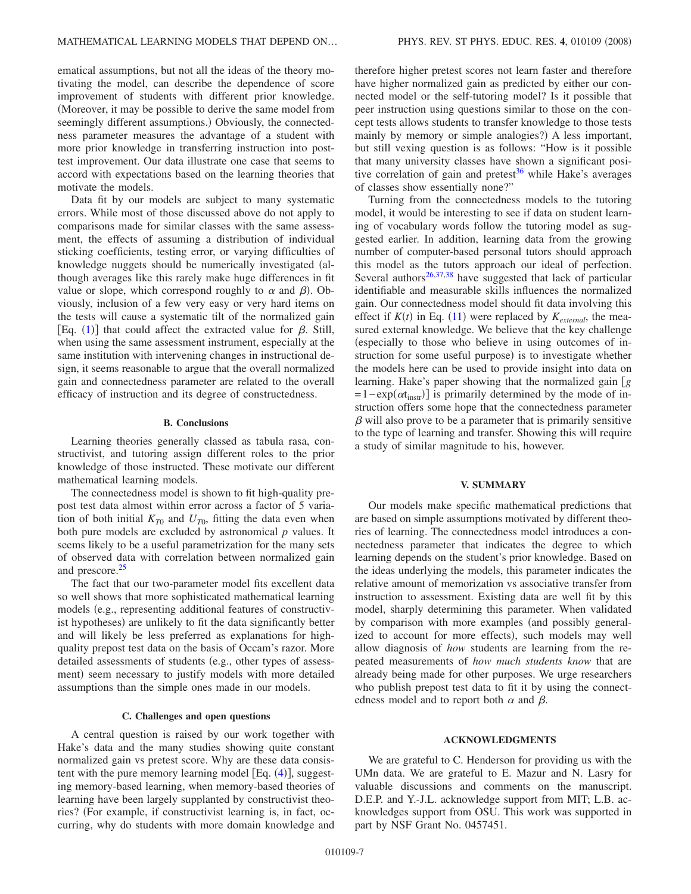ematical assumptions, but not all the ideas of the theory motivating the model, can describe the dependence of score improvement of students with different prior knowledge. (Moreover, it may be possible to derive the same model from seemingly different assumptions.) Obviously, the connectedness parameter measures the advantage of a student with more prior knowledge in transferring instruction into posttest improvement. Our data illustrate one case that seems to accord with expectations based on the learning theories that motivate the models.

Data fit by our models are subject to many systematic errors. While most of those discussed above do not apply to comparisons made for similar classes with the same assessment, the effects of assuming a distribution of individual sticking coefficients, testing error, or varying difficulties of knowledge nuggets should be numerically investigated (although averages like this rarely make huge differences in fit value or slope, which correspond roughly to $\alpha$ and $\beta$). Obviously, inclusion of a few very easy or very hard items on the tests will cause a systematic tilt of the normalized gain [Eq. (1)] that could affect the extracted value for $\beta$. Still, when using the same assessment instrument, especially at the same institution with intervening changes in instructional design, it seems reasonable to argue that the overall normalized gain and connectedness parameter are related to the overall efficacy of instruction and its degree of constructedness.

### B. Conclusions

Learning theories generally classed as tabula rasa, constructivist, and tutoring assign different roles to the prior knowledge of those instructed. These motivate our different mathematical learning models.

The connectedness model is shown to fit high-quality prepost test data almost within error across a factor of 5 variation of both initial $K_{T0}$ and $U_{T0}$, fitting the data even when both pure models are excluded by astronomical $p$ values. It seems likely to be a useful parametrization for the many sets of observed data with correlation between normalized gain and prescore.[25]

The fact that our two-parameter model fits excellent data so well shows that more sophisticated mathematical learning models (e.g., representing additional features of constructivist hypotheses) are unlikely to fit the data significantly better and will likely be less preferred as explanations for high-quality prepost test data on the basis of Occam's razor. More detailed assessments of students (e.g., other types of assessment) seem necessary to justify models with more detailed assumptions than the simple ones made in our models.

### C. Challenges and open questions

A central question is raised by our work together with Hake's data and the many studies showing quite constant normalized gain vs pretest score. Why are these data consistent with the pure memory learning model [Eq. (4)], suggesting memory-based learning, when memory-based theories of learning have been largely supplanted by constructivist theories? (For example, if constructivist learning is, in fact, occurring, why do students with more domain knowledge and therefore higher pretest scores not learn faster and therefore have higher normalized gain as predicted by either our connected model or the self-tutoring model? Is it possible that peer instruction using questions similar to those on the concept tests allows students to transfer knowledge to those tests mainly by memory or simple analogies?) A less important, but still vexing question is as follows: "How is it possible that many university classes have shown a significant positive correlation of gain and pretest[36] while Hake's averages of classes show essentially none?"

Turning from the connectedness models to the tutoring model, it would be interesting to see if data on student learning of vocabulary words follow the tutoring model as suggested earlier. In addition, learning data from the growing number of computer-based personal tutors should approach this model as the tutors approach our ideal of perfection. Several authors[26,37,38] have suggested that lack of particular identifiable and measurable skills influences the normalized gain. Our connectedness model should fit data involving this effect if $K(t)$ in Eq. (11) were replaced by $K_{external}$, the measured external knowledge. We believe that the key challenge (especially to those who believe in using outcomes of instruction for some useful purpose) is to investigate whether the models here can be used to provide insight into data on learning. Hake's paper showing that the normalized gain [$g = 1-\exp(\alpha t_{\text{instr}})$] is primarily determined by the mode of instruction offers some hope that the connectedness parameter $\beta$ will also prove to be a parameter that is primarily sensitive to the type of learning and transfer. Showing this will require a study of similar magnitude to his, however.

## V. SUMMARY

Our models make specific mathematical predictions that are based on simple assumptions motivated by different theories of learning. The connectedness model introduces a connectedness parameter that indicates the degree to which learning depends on the student's prior knowledge. Based on the ideas underlying the models, this parameter indicates the relative amount of memorization vs associative transfer from instruction to assessment. Existing data are well fit by this model, sharply determining this parameter. When validated by comparison with more examples (and possibly generalized to account for more effects), such models may well allow diagnosis of *how* students are learning from the repeated measurements of *how much students know* that are already being made for other purposes. We urge researchers who publish prepost test data to fit it by using the connectedness model and to report both $\alpha$ and $\beta$.

## ACKNOWLEDGMENTS

We are grateful to C. Henderson for providing us with the UMn data. We are grateful to E. Mazur and N. Lasry for valuable discussions and comments on the manuscript. D.E.P. and Y.-J.L. acknowledge support from MIT; L.B. acknowledges support from OSU. This work was supported in part by NSF Grant No. 0457451.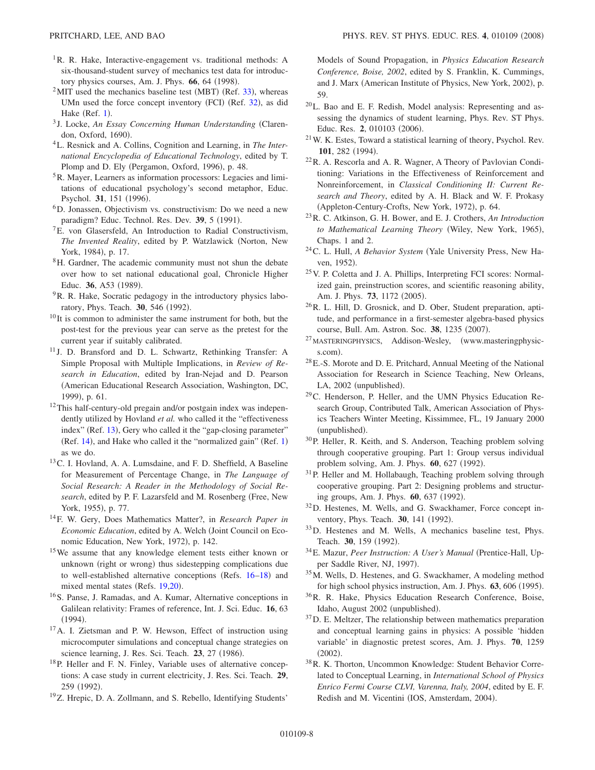[1] R. R. Hake, Interactive-engagement vs. traditional methods: A six-thousand-student survey of mechanics test data for introductory physics courses, Am. J. Phys. **66**, 64 (1998).

[2] MIT used the mechanics baseline test (MBT) (Ref. 33), whereas UMn used the force concept inventory (FCI) (Ref. 32), as did Hake (Ref. 1).

[3] J. Locke, *An Essay Concerning Human Understanding* (Clarendon, Oxford, 1690).

[4] L. Resnick and A. Collins, Cognition and Learning, in *The International Encyclopedia of Educational Technology*, edited by T. Plomp and D. Ely (Pergamon, Oxford, 1996), p. 48.

[5] R. Mayer, Learners as information processors: Legacies and limitations of educational psychology's second metaphor, Educ. Psychol. **31**, 151 (1996).

[6] D. Jonassen, Objectivism vs. constructivism: Do we need a new paradigm? Educ. Technol. Res. Dev. **39**, 5 (1991).

[7] E. von Glasersfeld, An Introduction to Radial Constructivism, *The Invented Reality*, edited by P. Watzlawick (Norton, New York, 1984), p. 17.

[8] H. Gardner, The academic community must not shun the debate over how to set national educational goal, Chronicle Higher Educ. **36**, A53 (1989).

[9] R. R. Hake, Socratic pedagogy in the introductory physics laboratory, Phys. Teach. **30**, 546 (1992).

[10] It is common to administer the same instrument for both, but the post-test for the previous year can serve as the pretest for the current year if suitably calibrated.

[11] J. D. Bransford and D. L. Schwartz, Rethinking Transfer: A Simple Proposal with Multiple Implications, in *Review of Research in Education*, edited by Iran-Nejad and D. Pearson (American Educational Research Association, Washington, DC, 1999), p. 61.

[12] This half-century-old pregain and/or postgain index was independently utilized by Hovland *et al.* who called it the "effectiveness index" (Ref. 13), Gery who called it the "gap-closing parameter" (Ref. 14), and Hake who called it the "normalized gain" (Ref. 1) as we do.

[13] C. I. Hovland, A. A. Lumsdaine, and F. D. Sheffield, A Baseline for Measurement of Percentage Change, in *The Language of Social Research: A Reader in the Methodology of Social Research*, edited by P. F. Lazarsfeld and M. Rosenberg (Free, New York, 1955), p. 77.

[14] F. W. Gery, Does Mathematics Matter?, in *Research Paper in Economic Education*, edited by A. Welch (Joint Council on Economic Education, New York, 1972), p. 142.

[15] We assume that any knowledge element tests either known or unknown (right or wrong) thus sidestepping complications due to well-established alternative conceptions (Refs. 16–18) and mixed mental states (Refs. 19,20).

[16] S. Panse, J. Ramadas, and A. Kumar, Alternative conceptions in Galilean relativity: Frames of reference, Int. J. Sci. Educ. **16**, 63 (1994).

[17] A. I. Zietsman and P. W. Hewson, Effect of instruction using microcomputer simulations and conceptual change strategies on science learning, J. Res. Sci. Teach. **23**, 27 (1986).

[18] P. Heller and F. N. Finley, Variable uses of alternative conceptions: A case study in current electricity, J. Res. Sci. Teach. **29**, 259 (1992).

[19] Z. Hrepic, D. A. Zollmann, and S. Rebello, Identifying Students' Models of Sound Propagation, in *Physics Education Research Conference, Boise, 2002*, edited by S. Franklin, K. Cummings, and J. Marx (American Institute of Physics, New York, 2002), p. 59.

[20] L. Bao and E. F. Redish, Model analysis: Representing and assessing the dynamics of student learning, Phys. Rev. ST Phys. Educ. Res. **2**, 010103 (2006).

[21] W. K. Estes, Toward a statistical learning of theory, Psychol. Rev. **101**, 282 (1994).

[22] R. A. Rescorla and A. R. Wagner, A Theory of Pavlovian Conditioning: Variations in the Effectiveness of Reinforcement and Nonreinforcement, in *Classical Conditioning II: Current Research and Theory*, edited by A. H. Black and W. F. Prokasy (Appleton-Century-Crofts, New York, 1972), p. 64.

[23] R. C. Atkinson, G. H. Bower, and E. J. Crothers, *An Introduction to Mathematical Learning Theory* (Wiley, New York, 1965), Chaps. 1 and 2.

[24] C. L. Hull, *A Behavior System* (Yale University Press, New Haven, 1952).

[25] V. P. Coletta and J. A. Phillips, Interpreting FCI scores: Normalized gain, preinstruction scores, and scientific reasoning ability, Am. J. Phys. **73**, 1172 (2005).

[26] R. L. Hill, D. Grosnick, and D. Ober, Student preparation, aptitude, and performance in a first-semester algebra-based physics course, Bull. Am. Astron. Soc. **38**, 1235 (2007).

[27] MASTERINGPHYSICS, Addison-Wesley, (www.masteringphysics.com).

[28] E.-S. Morote and D. E. Pritchard, Annual Meeting of the National Association for Research in Science Teaching, New Orleans, LA, 2002 (unpublished).

[29] C. Henderson, P. Heller, and the UMN Physics Education Research Group, Contributed Talk, American Association of Physics Teachers Winter Meeting, Kissimmee, FL, 19 January 2000 (unpublished).

[30] P. Heller, R. Keith, and S. Anderson, Teaching problem solving through cooperative grouping. Part 1: Group versus individual problem solving, Am. J. Phys. **60**, 627 (1992).

[31] P. Heller and M. Hollabaugh, Teaching problem solving through cooperative grouping. Part 2: Designing problems and structuring groups, Am. J. Phys. **60**, 637 (1992).

[32] D. Hestenes, M. Wells, and G. Swackhamer, Force concept inventory, Phys. Teach. **30**, 141 (1992).

[33] D. Hestenes and M. Wells, A mechanics baseline test, Phys. Teach. **30**, 159 (1992).

[34] E. Mazur, *Peer Instruction: A User's Manual* (Prentice-Hall, Upper Saddle River, NJ, 1997).

[35] M. Wells, D. Hestenes, and G. Swackhamer, A modeling method for high school physics instruction, Am. J. Phys. **63**, 606 (1995).

[36] R. R. Hake, Physics Education Research Conference, Boise, Idaho, August 2002 (unpublished).

[37] D. E. Meltzer, The relationship between mathematics preparation and conceptual learning gains in physics: A possible 'hidden variable' in diagnostic pretest scores, Am. J. Phys. **70**, 1259 (2002).

[38] R. K. Thorton, Uncommon Knowledge: Student Behavior Correlated to Conceptual Learning, in *International School of Physics Enrico Fermi Course CLVI, Varenna, Italy, 2004*, edited by E. F. Redish and M. Vicentini (IOS, Amsterdam, 2004).